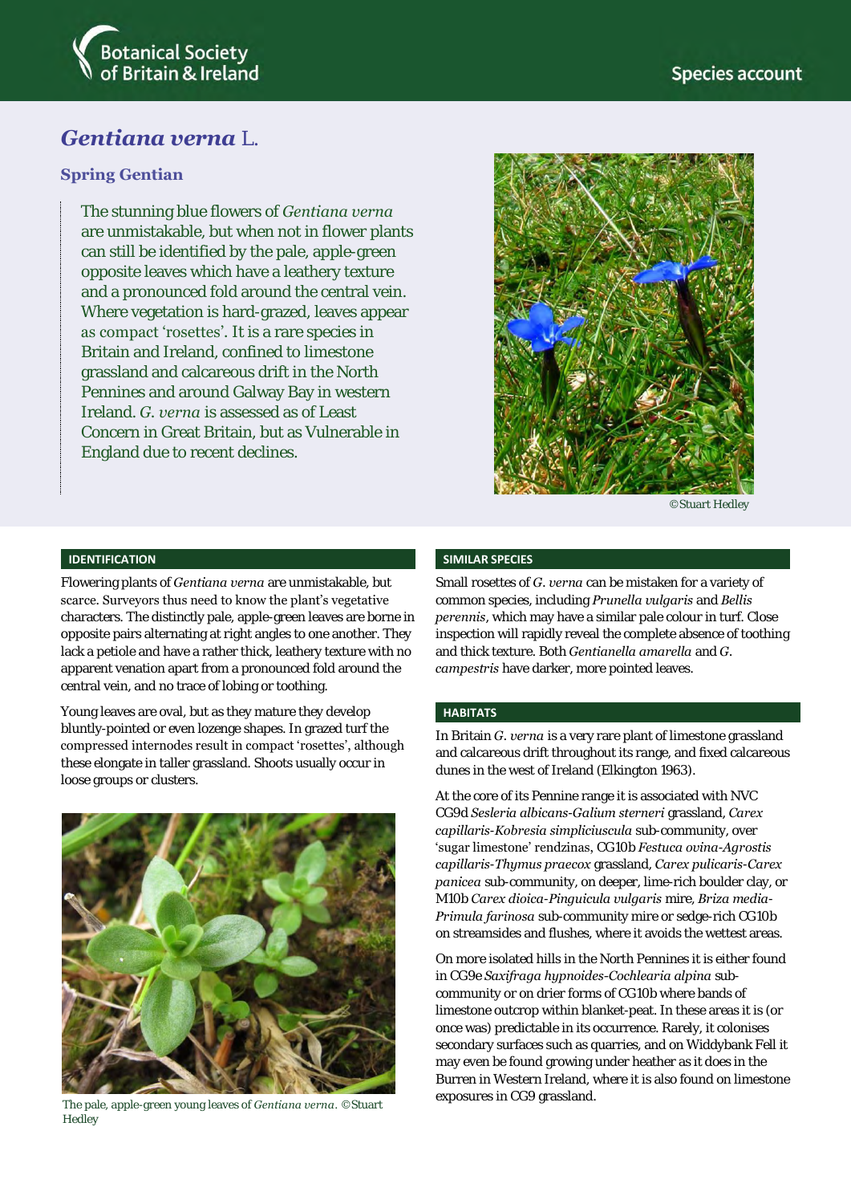Botanical Society of Britain & Ireland

Species account

# *Gentiana verna* L.

## Spring Gentian

The stunning blue flowers of *Gentiana verna* are unmistakable, but when not in flower plants can still be identified by the pale, apple-green opposite leaves which have a leathery texture and a pronounced fold around the central vein. Where vegetation is hard-grazed, leaves appear as compact 'rosettes'. It is a rare species in Britain and Ireland, confined to limestone grassland and calcareous drift in the North Pennines and around Galway Bay in western Ireland. *G. verna* is assessed as of Least Concern in Great Britain, but as Vulnerable in England due to recent declines.

©Stuart Hedley

### IDENTIFICATION

Flowering plants of *Gentiana verna* are unmistakable, but scarce. Surveyors thus need to know the plant's vegetative characters. The distinctly pale, apple-green leaves are borne in opposite pairs alternating at right angles to one another. They lack a petiole and have a rather thick, leathery texture with no apparent venation apart from a pronounced fold around the central vein, and no trace of lobing or toothing.

Young leaves are oval, but as they mature they develop bluntly-pointed or even lozenge shapes. In grazed turf the compressed internodes result in compact 'rosettes', although these elongate in taller grassland. Shoots usually occur in loose groups or clusters.

The pale, apple-green young leaves of *Gentiana verna*. ©Stuart Hedley

### SIMILAR SPECIES

Small rosettes of *G. verna* can be mistaken for a variety of common species, including *Prunella vulgaris* and *Bellis perennis*, which may have a similar pale colour in turf. Close inspection will rapidly reveal the complete absence of toothing and thick texture. Both *Gentianella amarella* and *G. campestris* have darker, more pointed leaves.

### HABITATS

In Britain *G. verna* is a very rare plant of limestone grassland and calcareous drift throughout its range, and fixed calcareous dunes in the west of Ireland (Elkington 1963).

At the core of its Pennine range it is associated with NVC CG9d *Sesleria albicans-Galium sterneri* grassland, *Carex capillaris-Kobresia simpliciuscula* sub-community, over 'sugar limestone' rendzinas, CG10b *Festuca ovina-Agrostis capillaris-Thymus praecox* grassland, *Carex pulicaris-Carex panicea* sub-community, on deeper, lime-rich boulder clay, or M10b *Carex dioica-Pinguicula vulgaris* mire, *Briza media-Primula farinosa* sub-community mire or sedge-rich CG10b on streamsides and flushes, where it avoids the wettest areas.

On more isolated hills in the North Pennines it is either found in CG9e *Saxifraga hypnoides-Cochlearia alpina* sub-community or on drier forms of CG10b where bands of limestone outcrop within blanket-peat. In these areas it is (or once was) predictable in its occurrence. Rarely, it colonises secondary surfaces such as quarries, and on Widdybank Fell it may even be found growing under heather as it does in the Burren in Western Ireland, where it is also found on limestone exposures in CG9 grassland.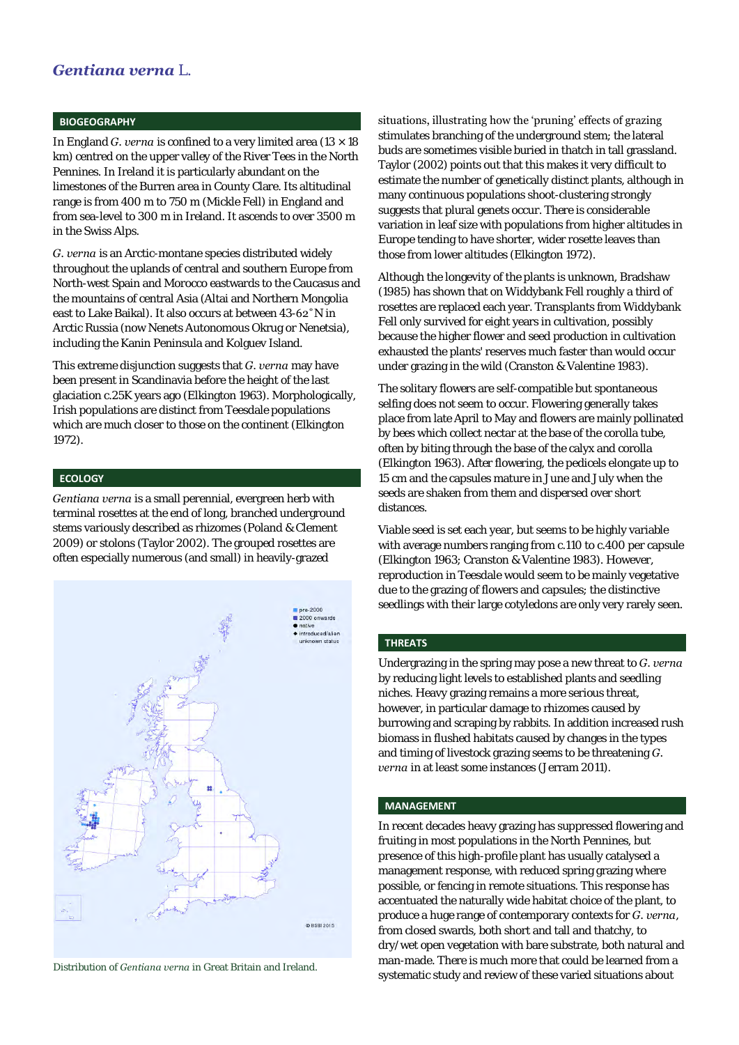# *Gentiana verna* L.

## BIOGEOGRAPHY

In England *G. verna* is confined to a very limited area (13 × 18 km) centred on the upper valley of the River Tees in the North Pennines. In Ireland it is particularly abundant on the limestones of the Burren area in County Clare. Its altitudinal range is from 400 m to 750 m (Mickle Fell) in England and from sea-level to 300 m in Ireland. It ascends to over 3500 m in the Swiss Alps.

*G. verna* is an Arctic-montane species distributed widely throughout the uplands of central and southern Europe from North-west Spain and Morocco eastwards to the Caucasus and the mountains of central Asia (Altai and Northern Mongolia east to Lake Baikal). It also occurs at between 43-62˚N in Arctic Russia (now Nenets Autonomous Okrug or Nenetsia), including the Kanin Peninsula and Kolguev Island.

This extreme disjunction suggests that *G. verna* may have been present in Scandinavia before the height of the last glaciation c.25K years ago (Elkington 1963). Morphologically, Irish populations are distinct from Teesdale populations which are much closer to those on the continent (Elkington 1972).

## ECOLOGY

*Gentiana verna* is a small perennial, evergreen herb with terminal rosettes at the end of long, branched underground stems variously described as rhizomes (Poland & Clement 2009) or stolons (Taylor 2002). The grouped rosettes are often especially numerous (and small) in heavily-grazed situations, illustrating how the 'pruning' effects of grazing stimulates branching of the underground stem; the lateral buds are sometimes visible buried in thatch in tall grassland. Taylor (2002) points out that this makes it very difficult to estimate the number of genetically distinct plants, although in many continuous populations shoot-clustering strongly suggests that plural genets occur. There is considerable variation in leaf size with populations from higher altitudes in Europe tending to have shorter, wider rosette leaves than those from lower altitudes (Elkington 1972).

Although the longevity of the plants is unknown, Bradshaw (1985) has shown that on Widdybank Fell roughly a third of rosettes are replaced each year. Transplants from Widdybank Fell only survived for eight years in cultivation, possibly because the higher flower and seed production in cultivation exhausted the plants' reserves much faster than would occur under grazing in the wild (Cranston & Valentine 1983).

The solitary flowers are self-compatible but spontaneous selfing does not seem to occur. Flowering generally takes place from late April to May and flowers are mainly pollinated by bees which collect nectar at the base of the corolla tube, often by biting through the base of the calyx and corolla (Elkington 1963). After flowering, the pedicels elongate up to 15 cm and the capsules mature in June and July when the seeds are shaken from them and dispersed over short distances.

Viable seed is set each year, but seems to be highly variable with average numbers ranging from c.110 to c.400 per capsule (Elkington 1963; Cranston & Valentine 1983). However, reproduction in Teesdale would seem to be mainly vegetative due to the grazing of flowers and capsules; the distinctive seedlings with their large cotyledons are only very rarely seen.

Distribution of *Gentiana verna* in Great Britain and Ireland.

## THREATS

Undergrazing in the spring may pose a new threat to *G. verna* by reducing light levels to established plants and seedling niches. Heavy grazing remains a more serious threat, however, in particular damage to rhizomes caused by burrowing and scraping by rabbits. In addition increased rush biomass in flushed habitats caused by changes in the types and timing of livestock grazing seems to be threatening *G. verna* in at least some instances (Jerram 2011).

## MANAGEMENT

In recent decades heavy grazing has suppressed flowering and fruiting in most populations in the North Pennines, but presence of this high-profile plant has usually catalysed a management response, with reduced spring grazing where possible, or fencing in remote situations. This response has accentuated the naturally wide habitat choice of the plant, to produce a huge range of contemporary contexts for *G. verna*, from closed swards, both short and tall and thatchy, to dry/wet open vegetation with bare substrate, both natural and man-made. There is much more that could be learned from a systematic study and review of these varied situations about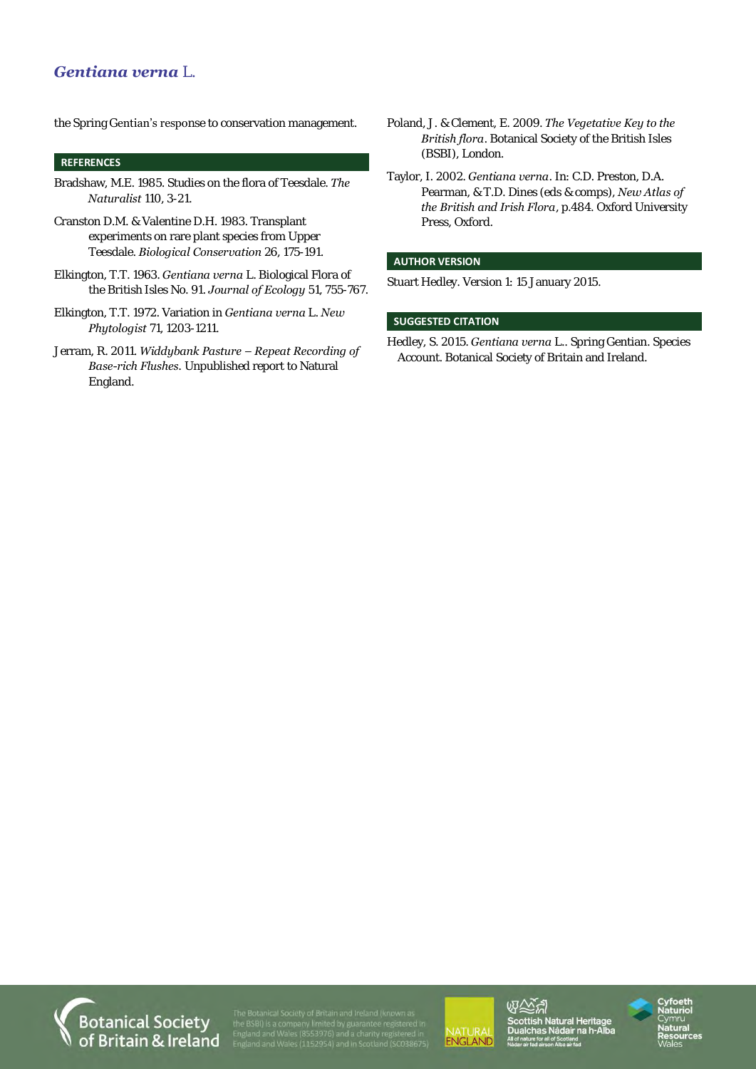the Spring Gentian's response to conservation management.

## REFERENCES

Bradshaw, M.E. 1985. Studies on the flora of Teesdale. *The Naturalist* 110, 3-21.

Cranston D.M. & Valentine D.H. 1983. Transplant experiments on rare plant species from Upper Teesdale. *Biological Conservation* 26, 175-191.

Elkington, T.T. 1963. *Gentiana verna* L. Biological Flora of the British Isles No. 91. *Journal of Ecology* 51, 755-767.

Elkington, T.T. 1972. Variation in *Gentiana verna* L. *New Phytologist* 71, 1203-1211.

Jerram, R. 2011. *Widdybank Pasture – Repeat Recording of Base-rich Flushes*. Unpublished report to Natural England.

Poland, J. & Clement, E. 2009. *The Vegetative Key to the British flora*. Botanical Society of the British Isles (BSBI), London.

Taylor, I. 2002. *Gentiana verna*. In: C.D. Preston, D.A. Pearman, & T.D. Dines (eds & comps), *New Atlas of the British and Irish Flora*, p.484. Oxford University Press, Oxford.

## AUTHOR VERSION

Stuart Hedley. Version 1: 15 January 2015.

## SUGGESTED CITATION

Hedley, S. 2015. *Gentiana verna* L.. Spring Gentian. Species Account. Botanical Society of Britain and Ireland.

Botanical Society of Britain & Ireland

The Botanical Society of Britain and Ireland (known as the BSBI) is a company limited by guarantee registered in England and Wales (8553976) and a charity registered in England and Wales (1152954) and in Scotland (SC038675)

NATURAL ENGLAND

Scottish Natural Heritage
Dualchas Nàdair na h-Alba
All of nature for all of Scotland
Nàdar air fad airson Alba air fad

Cyfoeth Naturiol Cymru
Natural Resources Wales